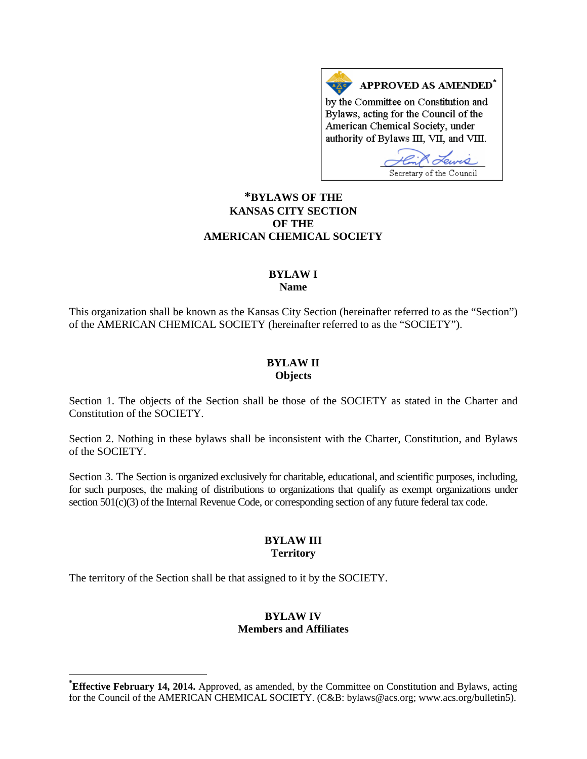**APPROVED AS AMENDED***
by the Committee on Constitution and Bylaws, acting for the Council of the American Chemical Society, under authority of Bylaws III, VII, and VIII.

Secretary of the Council

# *BYLAWS OF THE KANSAS CITY SECTION OF THE AMERICAN CHEMICAL SOCIETY

## BYLAW I
### Name

This organization shall be known as the Kansas City Section (hereinafter referred to as the "Section") of the AMERICAN CHEMICAL SOCIETY (hereinafter referred to as the "SOCIETY").

## BYLAW II
### Objects

Section 1. The objects of the Section shall be those of the SOCIETY as stated in the Charter and Constitution of the SOCIETY.

Section 2. Nothing in these bylaws shall be inconsistent with the Charter, Constitution, and Bylaws of the SOCIETY.

Section 3. The Section is organized exclusively for charitable, educational, and scientific purposes, including, for such purposes, the making of distributions to organizations that qualify as exempt organizations under section 501(c)(3) of the Internal Revenue Code, or corresponding section of any future federal tax code.

## BYLAW III
### Territory

The territory of the Section shall be that assigned to it by the SOCIETY.

## BYLAW IV
### Members and Affiliates

---

***Effective February 14, 2014.** Approved, as amended, by the Committee on Constitution and Bylaws, acting for the Council of the AMERICAN CHEMICAL SOCIETY. (C&B: bylaws@acs.org; www.acs.org/bulletin5).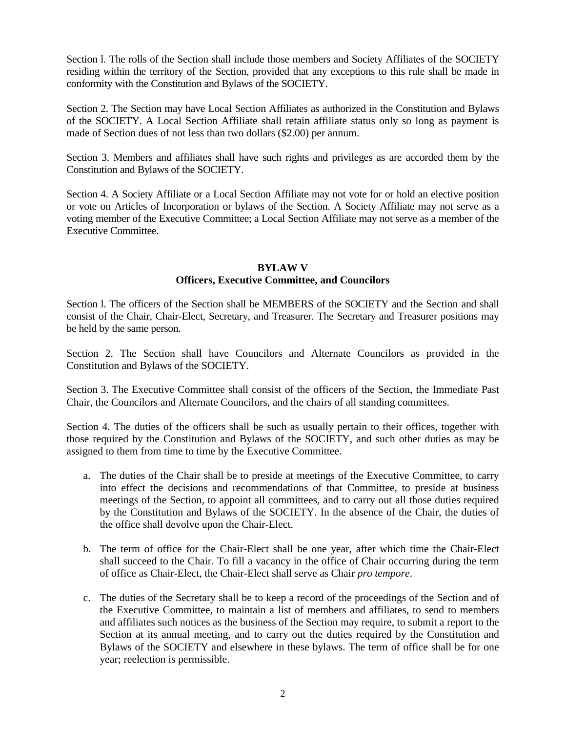Section l. The rolls of the Section shall include those members and Society Affiliates of the SOCIETY residing within the territory of the Section, provided that any exceptions to this rule shall be made in conformity with the Constitution and Bylaws of the SOCIETY.

Section 2. The Section may have Local Section Affiliates as authorized in the Constitution and Bylaws of the SOCIETY. A Local Section Affiliate shall retain affiliate status only so long as payment is made of Section dues of not less than two dollars ($2.00) per annum.

Section 3. Members and affiliates shall have such rights and privileges as are accorded them by the Constitution and Bylaws of the SOCIETY.

Section 4. A Society Affiliate or a Local Section Affiliate may not vote for or hold an elective position or vote on Articles of Incorporation or bylaws of the Section. A Society Affiliate may not serve as a voting member of the Executive Committee; a Local Section Affiliate may not serve as a member of the Executive Committee.

## BYLAW V
## Officers, Executive Committee, and Councilors

Section l. The officers of the Section shall be MEMBERS of the SOCIETY and the Section and shall consist of the Chair, Chair-Elect, Secretary, and Treasurer. The Secretary and Treasurer positions may be held by the same person.

Section 2. The Section shall have Councilors and Alternate Councilors as provided in the Constitution and Bylaws of the SOCIETY.

Section 3. The Executive Committee shall consist of the officers of the Section, the Immediate Past Chair, the Councilors and Alternate Councilors, and the chairs of all standing committees.

Section 4. The duties of the officers shall be such as usually pertain to their offices, together with those required by the Constitution and Bylaws of the SOCIETY, and such other duties as may be assigned to them from time to time by the Executive Committee.

a. The duties of the Chair shall be to preside at meetings of the Executive Committee, to carry into effect the decisions and recommendations of that Committee, to preside at business meetings of the Section, to appoint all committees, and to carry out all those duties required by the Constitution and Bylaws of the SOCIETY. In the absence of the Chair, the duties of the office shall devolve upon the Chair-Elect.

b. The term of office for the Chair-Elect shall be one year, after which time the Chair-Elect shall succeed to the Chair. To fill a vacancy in the office of Chair occurring during the term of office as Chair-Elect, the Chair-Elect shall serve as Chair *pro tempore*.

c. The duties of the Secretary shall be to keep a record of the proceedings of the Section and of the Executive Committee, to maintain a list of members and affiliates, to send to members and affiliates such notices as the business of the Section may require, to submit a report to the Section at its annual meeting, and to carry out the duties required by the Constitution and Bylaws of the SOCIETY and elsewhere in these bylaws. The term of office shall be for one year; reelection is permissible.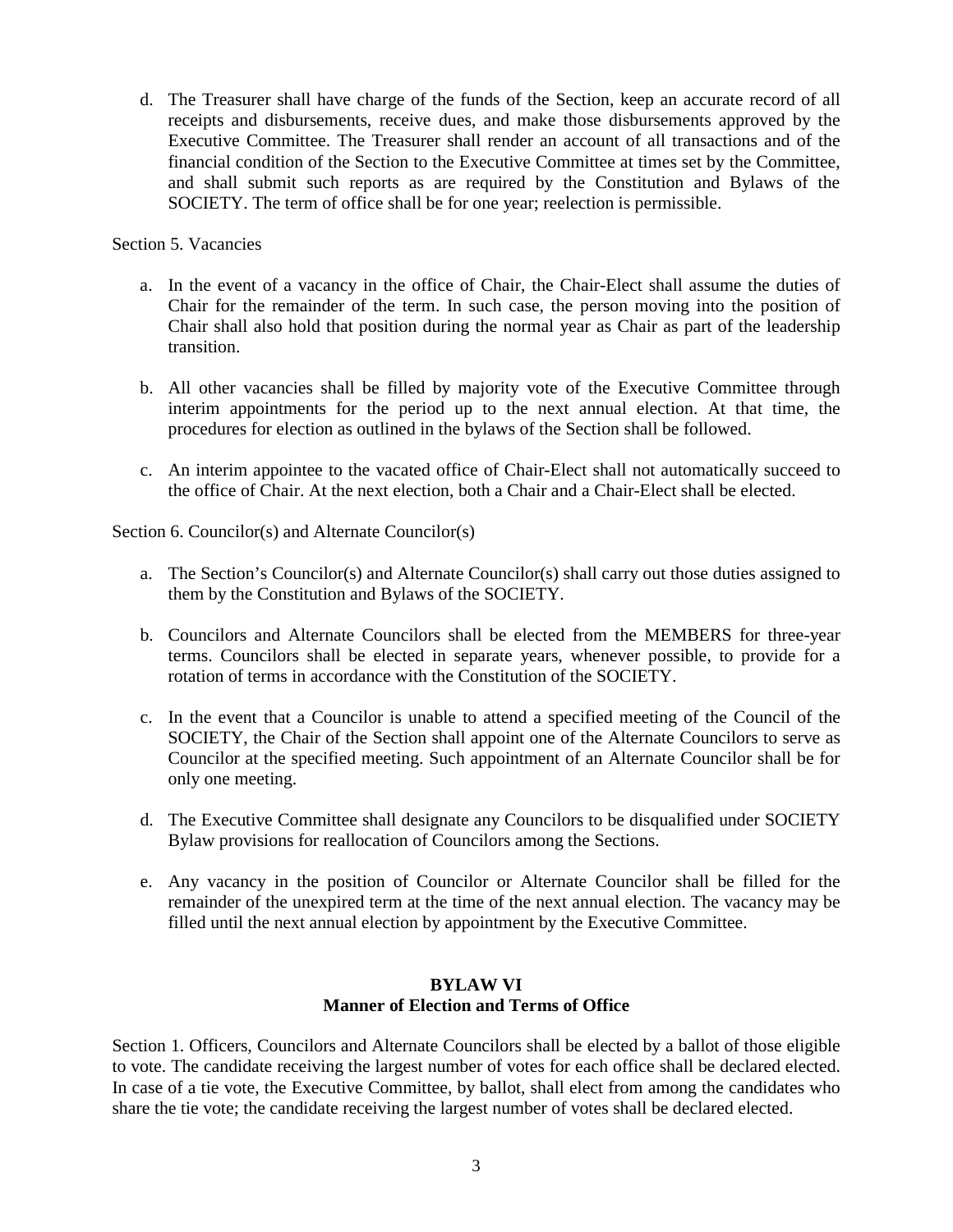d. The Treasurer shall have charge of the funds of the Section, keep an accurate record of all receipts and disbursements, receive dues, and make those disbursements approved by the Executive Committee. The Treasurer shall render an account of all transactions and of the financial condition of the Section to the Executive Committee at times set by the Committee, and shall submit such reports as are required by the Constitution and Bylaws of the SOCIETY. The term of office shall be for one year; reelection is permissible.

Section 5. Vacancies

a. In the event of a vacancy in the office of Chair, the Chair-Elect shall assume the duties of Chair for the remainder of the term. In such case, the person moving into the position of Chair shall also hold that position during the normal year as Chair as part of the leadership transition.

b. All other vacancies shall be filled by majority vote of the Executive Committee through interim appointments for the period up to the next annual election. At that time, the procedures for election as outlined in the bylaws of the Section shall be followed.

c. An interim appointee to the vacated office of Chair-Elect shall not automatically succeed to the office of Chair. At the next election, both a Chair and a Chair-Elect shall be elected.

Section 6. Councilor(s) and Alternate Councilor(s)

a. The Section's Councilor(s) and Alternate Councilor(s) shall carry out those duties assigned to them by the Constitution and Bylaws of the SOCIETY.

b. Councilors and Alternate Councilors shall be elected from the MEMBERS for three-year terms. Councilors shall be elected in separate years, whenever possible, to provide for a rotation of terms in accordance with the Constitution of the SOCIETY.

c. In the event that a Councilor is unable to attend a specified meeting of the Council of the SOCIETY, the Chair of the Section shall appoint one of the Alternate Councilors to serve as Councilor at the specified meeting. Such appointment of an Alternate Councilor shall be for only one meeting.

d. The Executive Committee shall designate any Councilors to be disqualified under SOCIETY Bylaw provisions for reallocation of Councilors among the Sections.

e. Any vacancy in the position of Councilor or Alternate Councilor shall be filled for the remainder of the unexpired term at the time of the next annual election. The vacancy may be filled until the next annual election by appointment by the Executive Committee.

## BYLAW VI
## Manner of Election and Terms of Office

Section 1. Officers, Councilors and Alternate Councilors shall be elected by a ballot of those eligible to vote. The candidate receiving the largest number of votes for each office shall be declared elected. In case of a tie vote, the Executive Committee, by ballot, shall elect from among the candidates who share the tie vote; the candidate receiving the largest number of votes shall be declared elected.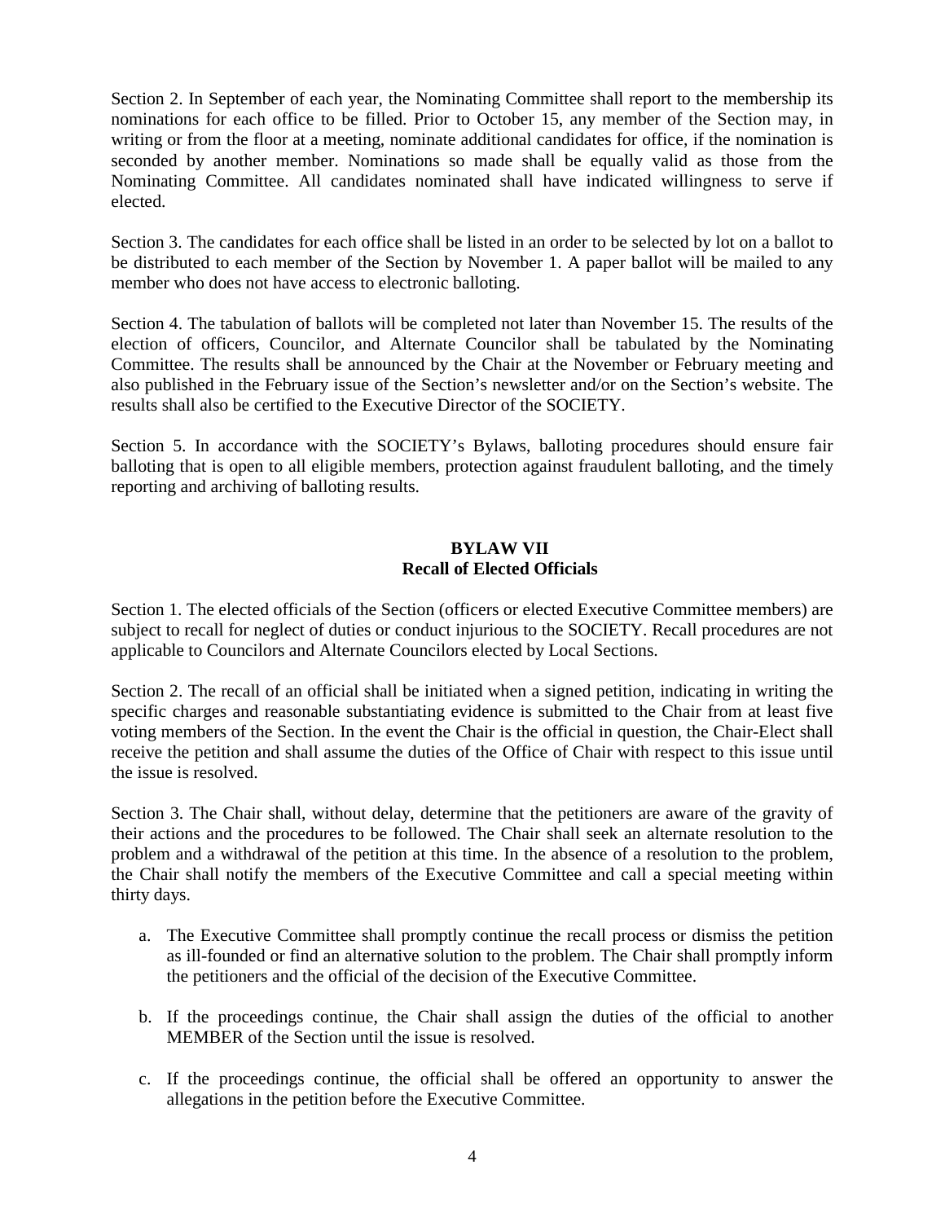Section 2. In September of each year, the Nominating Committee shall report to the membership its nominations for each office to be filled. Prior to October 15, any member of the Section may, in writing or from the floor at a meeting, nominate additional candidates for office, if the nomination is seconded by another member. Nominations so made shall be equally valid as those from the Nominating Committee. All candidates nominated shall have indicated willingness to serve if elected.

Section 3. The candidates for each office shall be listed in an order to be selected by lot on a ballot to be distributed to each member of the Section by November 1. A paper ballot will be mailed to any member who does not have access to electronic balloting.

Section 4. The tabulation of ballots will be completed not later than November 15. The results of the election of officers, Councilor, and Alternate Councilor shall be tabulated by the Nominating Committee. The results shall be announced by the Chair at the November or February meeting and also published in the February issue of the Section's newsletter and/or on the Section's website. The results shall also be certified to the Executive Director of the SOCIETY.

Section 5. In accordance with the SOCIETY's Bylaws, balloting procedures should ensure fair balloting that is open to all eligible members, protection against fraudulent balloting, and the timely reporting and archiving of balloting results.

## BYLAW VII
## Recall of Elected Officials

Section 1. The elected officials of the Section (officers or elected Executive Committee members) are subject to recall for neglect of duties or conduct injurious to the SOCIETY. Recall procedures are not applicable to Councilors and Alternate Councilors elected by Local Sections.

Section 2. The recall of an official shall be initiated when a signed petition, indicating in writing the specific charges and reasonable substantiating evidence is submitted to the Chair from at least five voting members of the Section. In the event the Chair is the official in question, the Chair-Elect shall receive the petition and shall assume the duties of the Office of Chair with respect to this issue until the issue is resolved.

Section 3. The Chair shall, without delay, determine that the petitioners are aware of the gravity of their actions and the procedures to be followed. The Chair shall seek an alternate resolution to the problem and a withdrawal of the petition at this time. In the absence of a resolution to the problem, the Chair shall notify the members of the Executive Committee and call a special meeting within thirty days.

a. The Executive Committee shall promptly continue the recall process or dismiss the petition as ill-founded or find an alternative solution to the problem. The Chair shall promptly inform the petitioners and the official of the decision of the Executive Committee.

b. If the proceedings continue, the Chair shall assign the duties of the official to another MEMBER of the Section until the issue is resolved.

c. If the proceedings continue, the official shall be offered an opportunity to answer the allegations in the petition before the Executive Committee.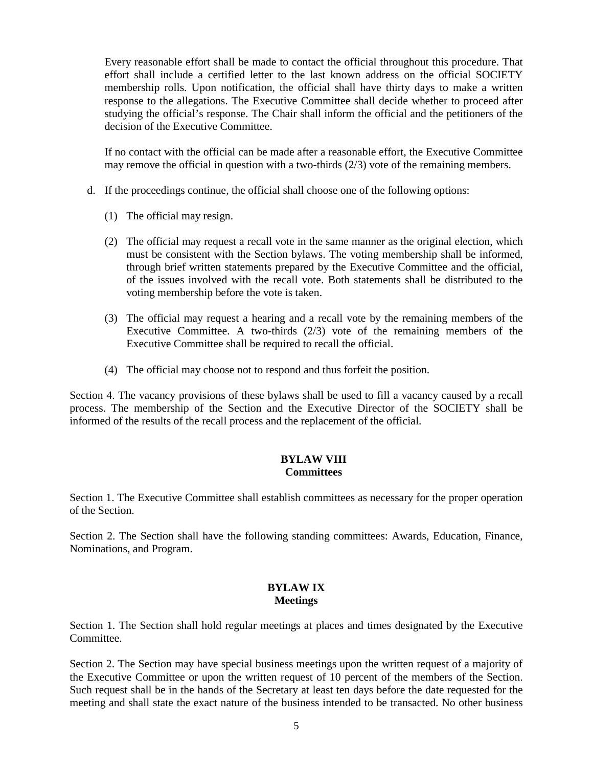Every reasonable effort shall be made to contact the official throughout this procedure. That effort shall include a certified letter to the last known address on the official SOCIETY membership rolls. Upon notification, the official shall have thirty days to make a written response to the allegations. The Executive Committee shall decide whether to proceed after studying the official's response. The Chair shall inform the official and the petitioners of the decision of the Executive Committee.

If no contact with the official can be made after a reasonable effort, the Executive Committee may remove the official in question with a two-thirds (2/3) vote of the remaining members.

d. If the proceedings continue, the official shall choose one of the following options:

   (1) The official may resign.

   (2) The official may request a recall vote in the same manner as the original election, which must be consistent with the Section bylaws. The voting membership shall be informed, through brief written statements prepared by the Executive Committee and the official, of the issues involved with the recall vote. Both statements shall be distributed to the voting membership before the vote is taken.

   (3) The official may request a hearing and a recall vote by the remaining members of the Executive Committee. A two-thirds (2/3) vote of the remaining members of the Executive Committee shall be required to recall the official.

   (4) The official may choose not to respond and thus forfeit the position.

Section 4. The vacancy provisions of these bylaws shall be used to fill a vacancy caused by a recall process. The membership of the Section and the Executive Director of the SOCIETY shall be informed of the results of the recall process and the replacement of the official.

## BYLAW VIII
## Committees

Section 1. The Executive Committee shall establish committees as necessary for the proper operation of the Section.

Section 2. The Section shall have the following standing committees: Awards, Education, Finance, Nominations, and Program.

## BYLAW IX
## Meetings

Section 1. The Section shall hold regular meetings at places and times designated by the Executive Committee.

Section 2. The Section may have special business meetings upon the written request of a majority of the Executive Committee or upon the written request of 10 percent of the members of the Section. Such request shall be in the hands of the Secretary at least ten days before the date requested for the meeting and shall state the exact nature of the business intended to be transacted. No other business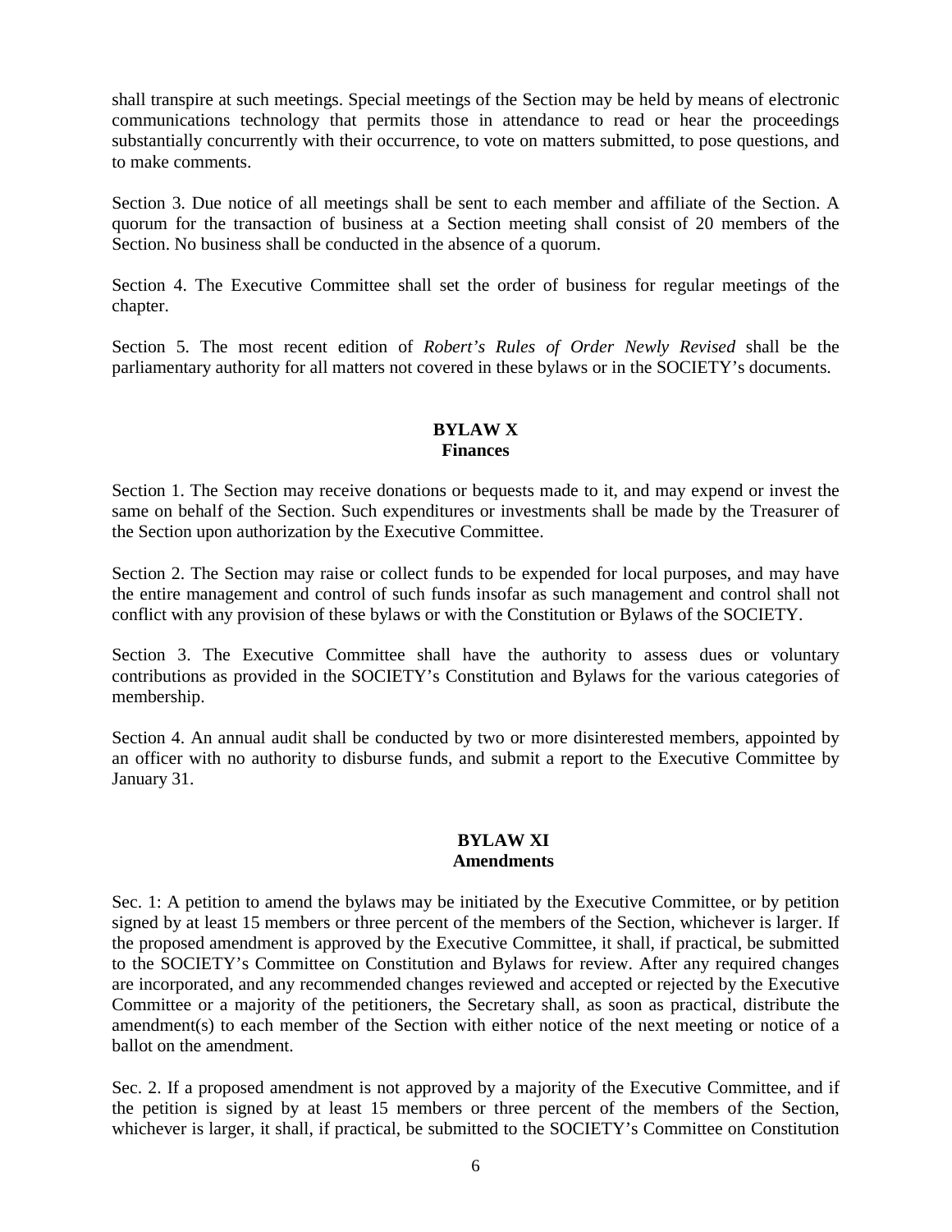shall transpire at such meetings. Special meetings of the Section may be held by means of electronic communications technology that permits those in attendance to read or hear the proceedings substantially concurrently with their occurrence, to vote on matters submitted, to pose questions, and to make comments.

Section 3. Due notice of all meetings shall be sent to each member and affiliate of the Section. A quorum for the transaction of business at a Section meeting shall consist of 20 members of the Section. No business shall be conducted in the absence of a quorum.

Section 4. The Executive Committee shall set the order of business for regular meetings of the chapter.

Section 5. The most recent edition of *Robert's Rules of Order Newly Revised* shall be the parliamentary authority for all matters not covered in these bylaws or in the SOCIETY's documents.

## BYLAW X
## Finances

Section 1. The Section may receive donations or bequests made to it, and may expend or invest the same on behalf of the Section. Such expenditures or investments shall be made by the Treasurer of the Section upon authorization by the Executive Committee.

Section 2. The Section may raise or collect funds to be expended for local purposes, and may have the entire management and control of such funds insofar as such management and control shall not conflict with any provision of these bylaws or with the Constitution or Bylaws of the SOCIETY.

Section 3. The Executive Committee shall have the authority to assess dues or voluntary contributions as provided in the SOCIETY's Constitution and Bylaws for the various categories of membership.

Section 4. An annual audit shall be conducted by two or more disinterested members, appointed by an officer with no authority to disburse funds, and submit a report to the Executive Committee by January 31.

## BYLAW XI
## Amendments

Sec. 1: A petition to amend the bylaws may be initiated by the Executive Committee, or by petition signed by at least 15 members or three percent of the members of the Section, whichever is larger. If the proposed amendment is approved by the Executive Committee, it shall, if practical, be submitted to the SOCIETY's Committee on Constitution and Bylaws for review. After any required changes are incorporated, and any recommended changes reviewed and accepted or rejected by the Executive Committee or a majority of the petitioners, the Secretary shall, as soon as practical, distribute the amendment(s) to each member of the Section with either notice of the next meeting or notice of a ballot on the amendment.

Sec. 2. If a proposed amendment is not approved by a majority of the Executive Committee, and if the petition is signed by at least 15 members or three percent of the members of the Section, whichever is larger, it shall, if practical, be submitted to the SOCIETY's Committee on Constitution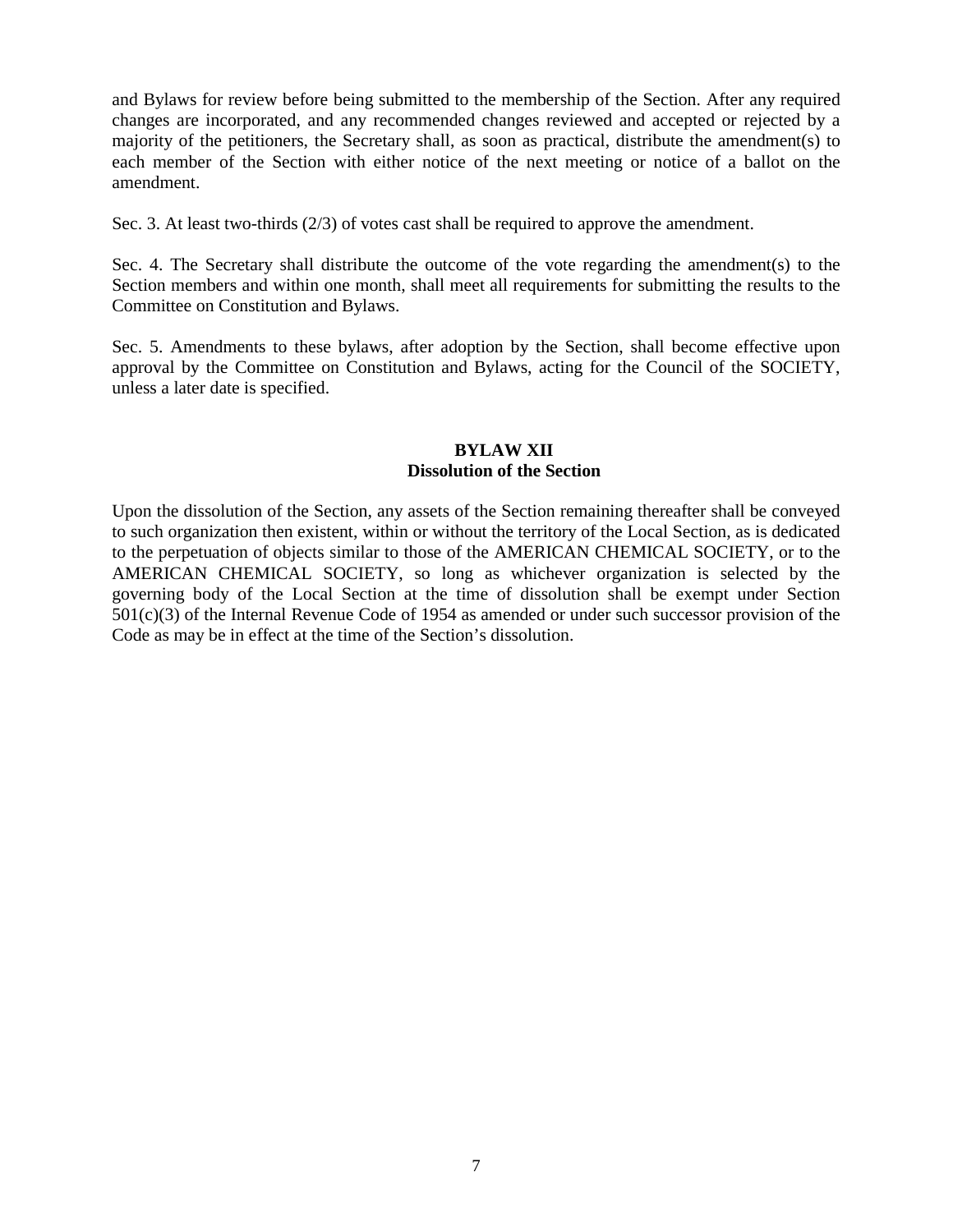and Bylaws for review before being submitted to the membership of the Section. After any required changes are incorporated, and any recommended changes reviewed and accepted or rejected by a majority of the petitioners, the Secretary shall, as soon as practical, distribute the amendment(s) to each member of the Section with either notice of the next meeting or notice of a ballot on the amendment.

Sec. 3. At least two-thirds (2/3) of votes cast shall be required to approve the amendment.

Sec. 4. The Secretary shall distribute the outcome of the vote regarding the amendment(s) to the Section members and within one month, shall meet all requirements for submitting the results to the Committee on Constitution and Bylaws.

Sec. 5. Amendments to these bylaws, after adoption by the Section, shall become effective upon approval by the Committee on Constitution and Bylaws, acting for the Council of the SOCIETY, unless a later date is specified.

## BYLAW XII
## Dissolution of the Section

Upon the dissolution of the Section, any assets of the Section remaining thereafter shall be conveyed to such organization then existent, within or without the territory of the Local Section, as is dedicated to the perpetuation of objects similar to those of the AMERICAN CHEMICAL SOCIETY, or to the AMERICAN CHEMICAL SOCIETY, so long as whichever organization is selected by the governing body of the Local Section at the time of dissolution shall be exempt under Section 501(c)(3) of the Internal Revenue Code of 1954 as amended or under such successor provision of the Code as may be in effect at the time of the Section's dissolution.